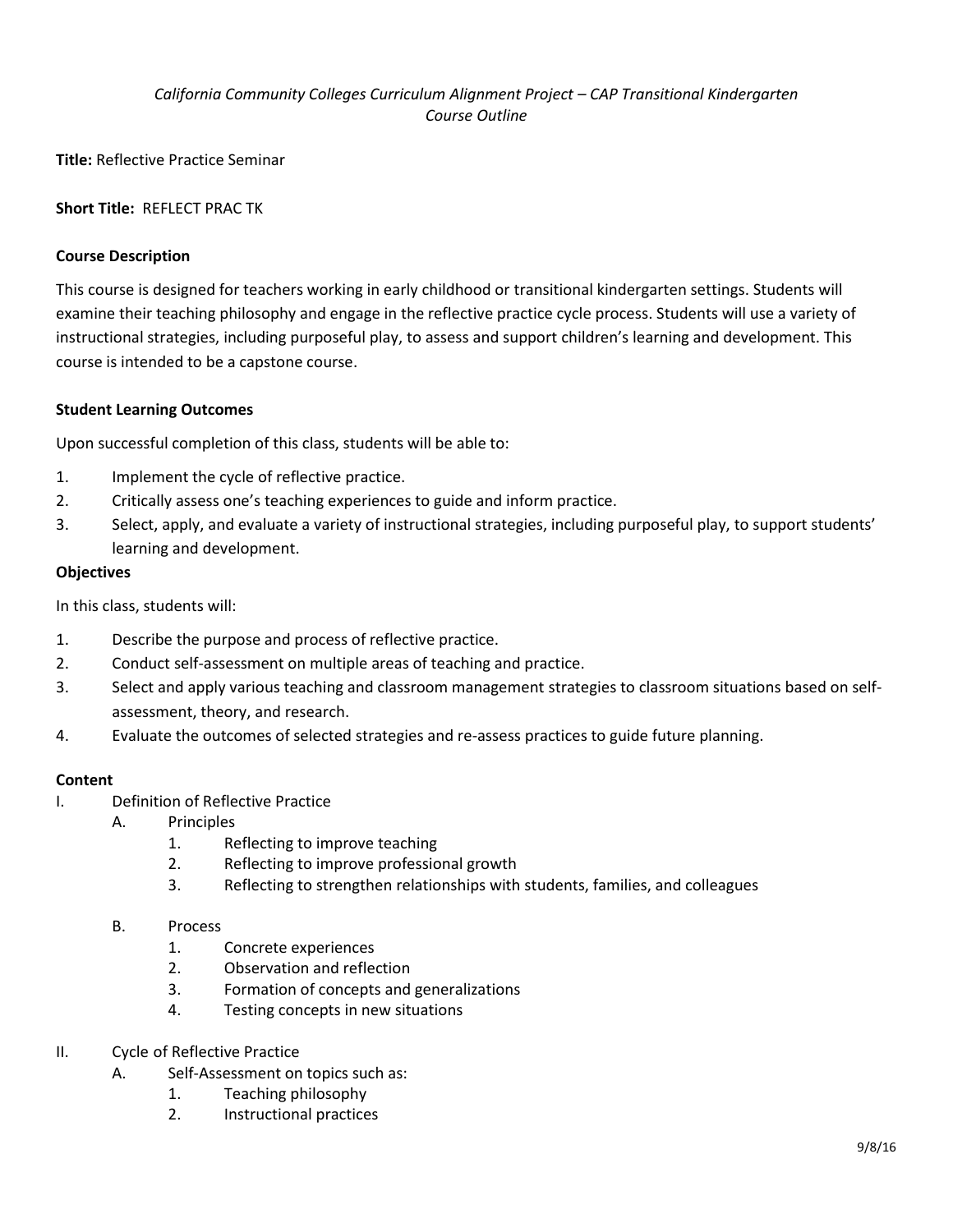*California Community Colleges Curriculum Alignment Project – CAP Transitional Kindergarten*
*Course Outline*

**Title:** Reflective Practice Seminar

**Short Title:** REFLECT PRAC TK

**Course Description**

This course is designed for teachers working in early childhood or transitional kindergarten settings. Students will examine their teaching philosophy and engage in the reflective practice cycle process. Students will use a variety of instructional strategies, including purposeful play, to assess and support children's learning and development. This course is intended to be a capstone course.

**Student Learning Outcomes**

Upon successful completion of this class, students will be able to:

1. Implement the cycle of reflective practice.
2. Critically assess one's teaching experiences to guide and inform practice.
3. Select, apply, and evaluate a variety of instructional strategies, including purposeful play, to support students' learning and development.

**Objectives**

In this class, students will:

1. Describe the purpose and process of reflective practice.
2. Conduct self-assessment on multiple areas of teaching and practice.
3. Select and apply various teaching and classroom management strategies to classroom situations based on self-assessment, theory, and research.
4. Evaluate the outcomes of selected strategies and re-assess practices to guide future planning.

**Content**

I. Definition of Reflective Practice
   A. Principles
      1. Reflecting to improve teaching
      2. Reflecting to improve professional growth
      3. Reflecting to strengthen relationships with students, families, and colleagues
   B. Process
      1. Concrete experiences
      2. Observation and reflection
      3. Formation of concepts and generalizations
      4. Testing concepts in new situations

II. Cycle of Reflective Practice
   A. Self-Assessment on topics such as:
      1. Teaching philosophy
      2. Instructional practices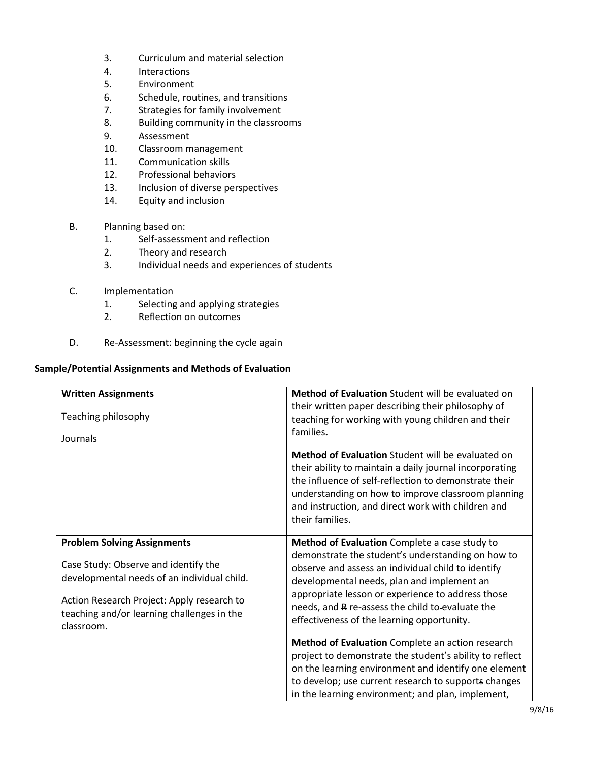3. Curriculum and material selection
4. Interactions
5. Environment
6. Schedule, routines, and transitions
7. Strategies for family involvement
8. Building community in the classrooms
9. Assessment
10. Classroom management
11. Communication skills
12. Professional behaviors
13. Inclusion of diverse perspectives
14. Equity and inclusion

B. Planning based on:
   1. Self-assessment and reflection
   2. Theory and research
   3. Individual needs and experiences of students

C. Implementation
   1. Selecting and applying strategies
   2. Reflection on outcomes

D. Re-Assessment: beginning the cycle again

**Sample/Potential Assignments and Methods of Evaluation**

| **Written Assignments** | |
|---|---|
| Teaching philosophy | **Method of Evaluation** Student will be evaluated on their written paper describing their philosophy of teaching for working with young children and their families**.** |
| Journals | **Method of Evaluation** Student will be evaluated on their ability to maintain a daily journal incorporating the influence of self-reflection to demonstrate their understanding on how to improve classroom planning and instruction, and direct work with children and their families. |
| **Problem Solving Assignments** | |
| Case Study: Observe and identify the developmental needs of an individual child. | **Method of Evaluation** Complete a case study to demonstrate the student's understanding on how to observe and assess an individual child to identify developmental needs, plan and implement an appropriate lesson or experience to address those needs, and R re-assess the child to evaluate the effectiveness of the learning opportunity. |
| Action Research Project: Apply research to teaching and/or learning challenges in the classroom. | **Method of Evaluation** Complete an action research project to demonstrate the student's ability to reflect on the learning environment and identify one element to develop; use current research to supports changes in the learning environment; and plan, implement, |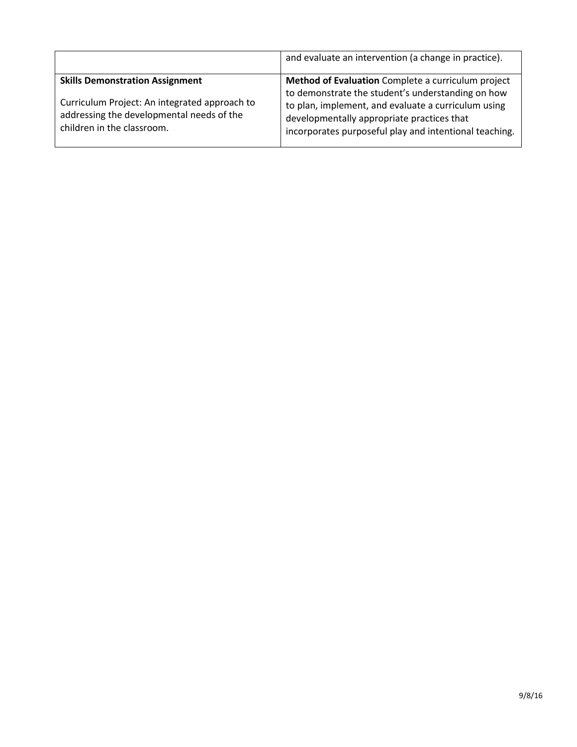| | |
|---|---|
| | and evaluate an intervention (a change in practice). |
| **Skills Demonstration Assignment**<br><br>Curriculum Project: An integrated approach to addressing the developmental needs of the children in the classroom. | **Method of Evaluation** Complete a curriculum project to demonstrate the student's understanding on how to plan, implement, and evaluate a curriculum using developmentally appropriate practices that incorporates purposeful play and intentional teaching. |

9/8/16